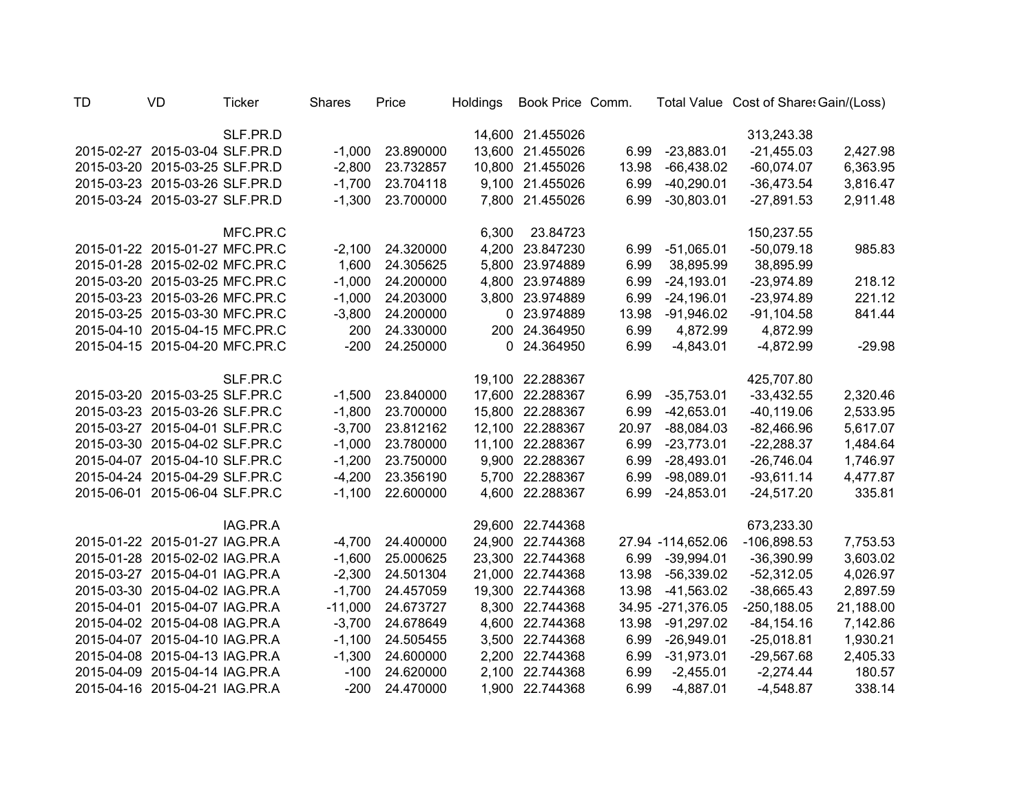| TD | VD | Ticker | Shares | Price | Holdings | Book Price | Comm. | Total Value | Cost of Shares | Gain/(Loss) |
|---|---|---|---|---|---|---|---|---|---|---|
| | | SLF.PR.D | | | 14,600 | 21.455026 | | | 313,243.38 | |
| 2015-02-27 | 2015-03-04 | SLF.PR.D | -1,000 | 23.890000 | 13,600 | 21.455026 | 6.99 | -23,883.01 | -21,455.03 | 2,427.98 |
| 2015-03-20 | 2015-03-25 | SLF.PR.D | -2,800 | 23.732857 | 10,800 | 21.455026 | 13.98 | -66,438.02 | -60,074.07 | 6,363.95 |
| 2015-03-23 | 2015-03-26 | SLF.PR.D | -1,700 | 23.704118 | 9,100 | 21.455026 | 6.99 | -40,290.01 | -36,473.54 | 3,816.47 |
| 2015-03-24 | 2015-03-27 | SLF.PR.D | -1,300 | 23.700000 | 7,800 | 21.455026 | 6.99 | -30,803.01 | -27,891.53 | 2,911.48 |
| | | | | | | | | | | |
| | | MFC.PR.C | | | 6,300 | 23.84723 | | | 150,237.55 | |
| 2015-01-22 | 2015-01-27 | MFC.PR.C | -2,100 | 24.320000 | 4,200 | 23.847230 | 6.99 | -51,065.01 | -50,079.18 | 985.83 |
| 2015-01-28 | 2015-02-02 | MFC.PR.C | 1,600 | 24.305625 | 5,800 | 23.974889 | 6.99 | 38,895.99 | 38,895.99 | |
| 2015-03-20 | 2015-03-25 | MFC.PR.C | -1,000 | 24.200000 | 4,800 | 23.974889 | 6.99 | -24,193.01 | -23,974.89 | 218.12 |
| 2015-03-23 | 2015-03-26 | MFC.PR.C | -1,000 | 24.203000 | 3,800 | 23.974889 | 6.99 | -24,196.01 | -23,974.89 | 221.12 |
| 2015-03-25 | 2015-03-30 | MFC.PR.C | -3,800 | 24.200000 | 0 | 23.974889 | 13.98 | -91,946.02 | -91,104.58 | 841.44 |
| 2015-04-10 | 2015-04-15 | MFC.PR.C | 200 | 24.330000 | 200 | 24.364950 | 6.99 | 4,872.99 | 4,872.99 | |
| 2015-04-15 | 2015-04-20 | MFC.PR.C | -200 | 24.250000 | 0 | 24.364950 | 6.99 | -4,843.01 | -4,872.99 | -29.98 |
| | | | | | | | | | | |
| | | SLF.PR.C | | | 19,100 | 22.288367 | | | 425,707.80 | |
| 2015-03-20 | 2015-03-25 | SLF.PR.C | -1,500 | 23.840000 | 17,600 | 22.288367 | 6.99 | -35,753.01 | -33,432.55 | 2,320.46 |
| 2015-03-23 | 2015-03-26 | SLF.PR.C | -1,800 | 23.700000 | 15,800 | 22.288367 | 6.99 | -42,653.01 | -40,119.06 | 2,533.95 |
| 2015-03-27 | 2015-04-01 | SLF.PR.C | -3,700 | 23.812162 | 12,100 | 22.288367 | 20.97 | -88,084.03 | -82,466.96 | 5,617.07 |
| 2015-03-30 | 2015-04-02 | SLF.PR.C | -1,000 | 23.780000 | 11,100 | 22.288367 | 6.99 | -23,773.01 | -22,288.37 | 1,484.64 |
| 2015-04-07 | 2015-04-10 | SLF.PR.C | -1,200 | 23.750000 | 9,900 | 22.288367 | 6.99 | -28,493.01 | -26,746.04 | 1,746.97 |
| 2015-04-24 | 2015-04-29 | SLF.PR.C | -4,200 | 23.356190 | 5,700 | 22.288367 | 6.99 | -98,089.01 | -93,611.14 | 4,477.87 |
| 2015-06-01 | 2015-06-04 | SLF.PR.C | -1,100 | 22.600000 | 4,600 | 22.288367 | 6.99 | -24,853.01 | -24,517.20 | 335.81 |
| | | | | | | | | | | |
| | | IAG.PR.A | | | 29,600 | 22.744368 | | | 673,233.30 | |
| 2015-01-22 | 2015-01-27 | IAG.PR.A | -4,700 | 24.400000 | 24,900 | 22.744368 | 27.94 | -114,652.06 | -106,898.53 | 7,753.53 |
| 2015-01-28 | 2015-02-02 | IAG.PR.A | -1,600 | 25.000625 | 23,300 | 22.744368 | 6.99 | -39,994.01 | -36,390.99 | 3,603.02 |
| 2015-03-27 | 2015-04-01 | IAG.PR.A | -2,300 | 24.501304 | 21,000 | 22.744368 | 13.98 | -56,339.02 | -52,312.05 | 4,026.97 |
| 2015-03-30 | 2015-04-02 | IAG.PR.A | -1,700 | 24.457059 | 19,300 | 22.744368 | 13.98 | -41,563.02 | -38,665.43 | 2,897.59 |
| 2015-04-01 | 2015-04-07 | IAG.PR.A | -11,000 | 24.673727 | 8,300 | 22.744368 | 34.95 | -271,376.05 | -250,188.05 | 21,188.00 |
| 2015-04-02 | 2015-04-08 | IAG.PR.A | -3,700 | 24.678649 | 4,600 | 22.744368 | 13.98 | -91,297.02 | -84,154.16 | 7,142.86 |
| 2015-04-07 | 2015-04-10 | IAG.PR.A | -1,100 | 24.505455 | 3,500 | 22.744368 | 6.99 | -26,949.01 | -25,018.81 | 1,930.21 |
| 2015-04-08 | 2015-04-13 | IAG.PR.A | -1,300 | 24.600000 | 2,200 | 22.744368 | 6.99 | -31,973.01 | -29,567.68 | 2,405.33 |
| 2015-04-09 | 2015-04-14 | IAG.PR.A | -100 | 24.620000 | 2,100 | 22.744368 | 6.99 | -2,455.01 | -2,274.44 | 180.57 |
| 2015-04-16 | 2015-04-21 | IAG.PR.A | -200 | 24.470000 | 1,900 | 22.744368 | 6.99 | -4,887.01 | -4,548.87 | 338.14 |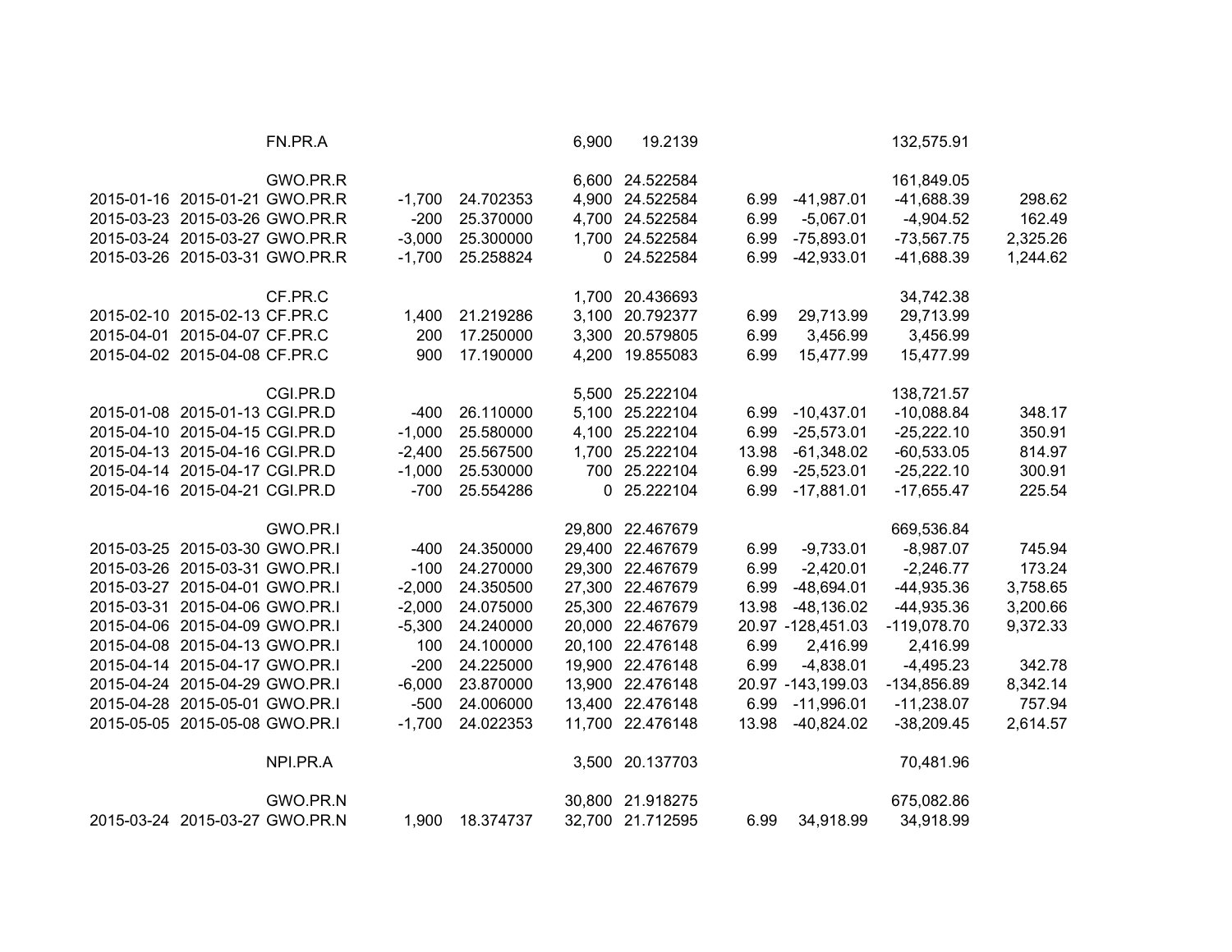| Trade Date | Settle Date | Symbol | Quantity | Price | Holding | Avg Cost | Commission | Amount | Cost | Gain |
|---|---|---|---|---|---|---|---|---|---|---|
| | | FN.PR.A | | | 6,900 | 19.2139 | | | 132,575.91 | |
| | | GWO.PR.R | | | 6,600 | 24.522584 | | | 161,849.05 | |
| 2015-01-16 | 2015-01-21 | GWO.PR.R | -1,700 | 24.702353 | 4,900 | 24.522584 | 6.99 | -41,987.01 | -41,688.39 | 298.62 |
| 2015-03-23 | 2015-03-26 | GWO.PR.R | -200 | 25.370000 | 4,700 | 24.522584 | 6.99 | -5,067.01 | -4,904.52 | 162.49 |
| 2015-03-24 | 2015-03-27 | GWO.PR.R | -3,000 | 25.300000 | 1,700 | 24.522584 | 6.99 | -75,893.01 | -73,567.75 | 2,325.26 |
| 2015-03-26 | 2015-03-31 | GWO.PR.R | -1,700 | 25.258824 | 0 | 24.522584 | 6.99 | -42,933.01 | -41,688.39 | 1,244.62 |
| | | CF.PR.C | | | 1,700 | 20.436693 | | | 34,742.38 | |
| 2015-02-10 | 2015-02-13 | CF.PR.C | 1,400 | 21.219286 | 3,100 | 20.792377 | 6.99 | 29,713.99 | 29,713.99 | |
| 2015-04-01 | 2015-04-07 | CF.PR.C | 200 | 17.250000 | 3,300 | 20.579805 | 6.99 | 3,456.99 | 3,456.99 | |
| 2015-04-02 | 2015-04-08 | CF.PR.C | 900 | 17.190000 | 4,200 | 19.855083 | 6.99 | 15,477.99 | 15,477.99 | |
| | | CGI.PR.D | | | 5,500 | 25.222104 | | | 138,721.57 | |
| 2015-01-08 | 2015-01-13 | CGI.PR.D | -400 | 26.110000 | 5,100 | 25.222104 | 6.99 | -10,437.01 | -10,088.84 | 348.17 |
| 2015-04-10 | 2015-04-15 | CGI.PR.D | -1,000 | 25.580000 | 4,100 | 25.222104 | 6.99 | -25,573.01 | -25,222.10 | 350.91 |
| 2015-04-13 | 2015-04-16 | CGI.PR.D | -2,400 | 25.567500 | 1,700 | 25.222104 | 13.98 | -61,348.02 | -60,533.05 | 814.97 |
| 2015-04-14 | 2015-04-17 | CGI.PR.D | -1,000 | 25.530000 | 700 | 25.222104 | 6.99 | -25,523.01 | -25,222.10 | 300.91 |
| 2015-04-16 | 2015-04-21 | CGI.PR.D | -700 | 25.554286 | 0 | 25.222104 | 6.99 | -17,881.01 | -17,655.47 | 225.54 |
| | | GWO.PR.I | | | 29,800 | 22.467679 | | | 669,536.84 | |
| 2015-03-25 | 2015-03-30 | GWO.PR.I | -400 | 24.350000 | 29,400 | 22.467679 | 6.99 | -9,733.01 | -8,987.07 | 745.94 |
| 2015-03-26 | 2015-03-31 | GWO.PR.I | -100 | 24.270000 | 29,300 | 22.467679 | 6.99 | -2,420.01 | -2,246.77 | 173.24 |
| 2015-03-27 | 2015-04-01 | GWO.PR.I | -2,000 | 24.350500 | 27,300 | 22.467679 | 6.99 | -48,694.01 | -44,935.36 | 3,758.65 |
| 2015-03-31 | 2015-04-06 | GWO.PR.I | -2,000 | 24.075000 | 25,300 | 22.467679 | 13.98 | -48,136.02 | -44,935.36 | 3,200.66 |
| 2015-04-06 | 2015-04-09 | GWO.PR.I | -5,300 | 24.240000 | 20,000 | 22.467679 | 20.97 | -128,451.03 | -119,078.70 | 9,372.33 |
| 2015-04-08 | 2015-04-13 | GWO.PR.I | 100 | 24.100000 | 20,100 | 22.476148 | 6.99 | 2,416.99 | 2,416.99 | |
| 2015-04-14 | 2015-04-17 | GWO.PR.I | -200 | 24.225000 | 19,900 | 22.476148 | 6.99 | -4,838.01 | -4,495.23 | 342.78 |
| 2015-04-24 | 2015-04-29 | GWO.PR.I | -6,000 | 23.870000 | 13,900 | 22.476148 | 20.97 | -143,199.03 | -134,856.89 | 8,342.14 |
| 2015-04-28 | 2015-05-01 | GWO.PR.I | -500 | 24.006000 | 13,400 | 22.476148 | 6.99 | -11,996.01 | -11,238.07 | 757.94 |
| 2015-05-05 | 2015-05-08 | GWO.PR.I | -1,700 | 24.022353 | 11,700 | 22.476148 | 13.98 | -40,824.02 | -38,209.45 | 2,614.57 |
| | | NPI.PR.A | | | 3,500 | 20.137703 | | | 70,481.96 | |
| | | GWO.PR.N | | | 30,800 | 21.918275 | | | 675,082.86 | |
| 2015-03-24 | 2015-03-27 | GWO.PR.N | 1,900 | 18.374737 | 32,700 | 21.712595 | 6.99 | 34,918.99 | 34,918.99 | |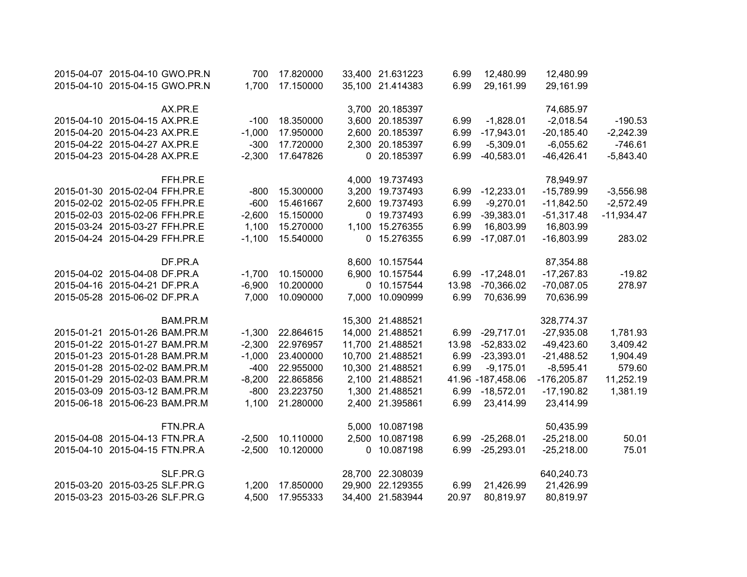| | | | | | | | | | | |
|---|---|---|---|---|---|---|---|---|---|---|
| 2015-04-07 | 2015-04-10 | GWO.PR.N | 700 | 17.820000 | 33,400 | 21.631223 | 6.99 | 12,480.99 | 12,480.99 | |
| 2015-04-10 | 2015-04-15 | GWO.PR.N | 1,700 | 17.150000 | 35,100 | 21.414383 | 6.99 | 29,161.99 | 29,161.99 | |
| | | | | | | | | | | |
| | | AX.PR.E | | | 3,700 | 20.185397 | | | 74,685.97 | |
| 2015-04-10 | 2015-04-15 | AX.PR.E | -100 | 18.350000 | 3,600 | 20.185397 | 6.99 | -1,828.01 | -2,018.54 | -190.53 |
| 2015-04-20 | 2015-04-23 | AX.PR.E | -1,000 | 17.950000 | 2,600 | 20.185397 | 6.99 | -17,943.01 | -20,185.40 | -2,242.39 |
| 2015-04-22 | 2015-04-27 | AX.PR.E | -300 | 17.720000 | 2,300 | 20.185397 | 6.99 | -5,309.01 | -6,055.62 | -746.61 |
| 2015-04-23 | 2015-04-28 | AX.PR.E | -2,300 | 17.647826 | 0 | 20.185397 | 6.99 | -40,583.01 | -46,426.41 | -5,843.40 |
| | | | | | | | | | | |
| | | FFH.PR.E | | | 4,000 | 19.737493 | | | 78,949.97 | |
| 2015-01-30 | 2015-02-04 | FFH.PR.E | -800 | 15.300000 | 3,200 | 19.737493 | 6.99 | -12,233.01 | -15,789.99 | -3,556.98 |
| 2015-02-02 | 2015-02-05 | FFH.PR.E | -600 | 15.461667 | 2,600 | 19.737493 | 6.99 | -9,270.01 | -11,842.50 | -2,572.49 |
| 2015-02-03 | 2015-02-06 | FFH.PR.E | -2,600 | 15.150000 | 0 | 19.737493 | 6.99 | -39,383.01 | -51,317.48 | -11,934.47 |
| 2015-03-24 | 2015-03-27 | FFH.PR.E | 1,100 | 15.270000 | 1,100 | 15.276355 | 6.99 | 16,803.99 | 16,803.99 | |
| 2015-04-24 | 2015-04-29 | FFH.PR.E | -1,100 | 15.540000 | 0 | 15.276355 | 6.99 | -17,087.01 | -16,803.99 | 283.02 |
| | | | | | | | | | | |
| | | DF.PR.A | | | 8,600 | 10.157544 | | | 87,354.88 | |
| 2015-04-02 | 2015-04-08 | DF.PR.A | -1,700 | 10.150000 | 6,900 | 10.157544 | 6.99 | -17,248.01 | -17,267.83 | -19.82 |
| 2015-04-16 | 2015-04-21 | DF.PR.A | -6,900 | 10.200000 | 0 | 10.157544 | 13.98 | -70,366.02 | -70,087.05 | 278.97 |
| 2015-05-28 | 2015-06-02 | DF.PR.A | 7,000 | 10.090000 | 7,000 | 10.090999 | 6.99 | 70,636.99 | 70,636.99 | |
| | | | | | | | | | | |
| | | BAM.PR.M | | | 15,300 | 21.488521 | | | 328,774.37 | |
| 2015-01-21 | 2015-01-26 | BAM.PR.M | -1,300 | 22.864615 | 14,000 | 21.488521 | 6.99 | -29,717.01 | -27,935.08 | 1,781.93 |
| 2015-01-22 | 2015-01-27 | BAM.PR.M | -2,300 | 22.976957 | 11,700 | 21.488521 | 13.98 | -52,833.02 | -49,423.60 | 3,409.42 |
| 2015-01-23 | 2015-01-28 | BAM.PR.M | -1,000 | 23.400000 | 10,700 | 21.488521 | 6.99 | -23,393.01 | -21,488.52 | 1,904.49 |
| 2015-01-28 | 2015-02-02 | BAM.PR.M | -400 | 22.955000 | 10,300 | 21.488521 | 6.99 | -9,175.01 | -8,595.41 | 579.60 |
| 2015-01-29 | 2015-02-03 | BAM.PR.M | -8,200 | 22.865856 | 2,100 | 21.488521 | 41.96 | -187,458.06 | -176,205.87 | 11,252.19 |
| 2015-03-09 | 2015-03-12 | BAM.PR.M | -800 | 23.223750 | 1,300 | 21.488521 | 6.99 | -18,572.01 | -17,190.82 | 1,381.19 |
| 2015-06-18 | 2015-06-23 | BAM.PR.M | 1,100 | 21.280000 | 2,400 | 21.395861 | 6.99 | 23,414.99 | 23,414.99 | |
| | | | | | | | | | | |
| | | FTN.PR.A | | | 5,000 | 10.087198 | | | 50,435.99 | |
| 2015-04-08 | 2015-04-13 | FTN.PR.A | -2,500 | 10.110000 | 2,500 | 10.087198 | 6.99 | -25,268.01 | -25,218.00 | 50.01 |
| 2015-04-10 | 2015-04-15 | FTN.PR.A | -2,500 | 10.120000 | 0 | 10.087198 | 6.99 | -25,293.01 | -25,218.00 | 75.01 |
| | | | | | | | | | | |
| | | SLF.PR.G | | | 28,700 | 22.308039 | | | 640,240.73 | |
| 2015-03-20 | 2015-03-25 | SLF.PR.G | 1,200 | 17.850000 | 29,900 | 22.129355 | 6.99 | 21,426.99 | 21,426.99 | |
| 2015-03-23 | 2015-03-26 | SLF.PR.G | 4,500 | 17.955333 | 34,400 | 21.583944 | 20.97 | 80,819.97 | 80,819.97 | |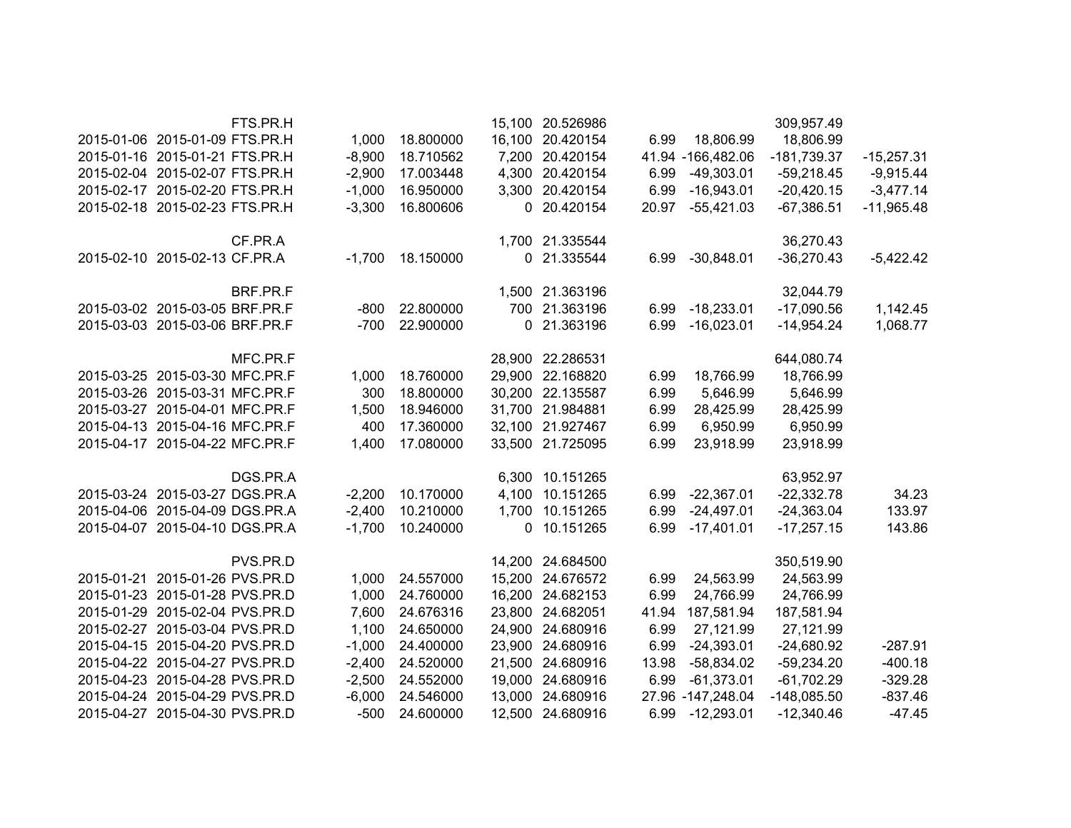| | | | | | | | | | | |
|---|---|---|---|---|---|---|---|---|---|---|
| | | FTS.PR.H | | | 15,100 | 20.526986 | | | 309,957.49 | |
| 2015-01-06 | 2015-01-09 | FTS.PR.H | 1,000 | 18.800000 | 16,100 | 20.420154 | 6.99 | 18,806.99 | 18,806.99 | |
| 2015-01-16 | 2015-01-21 | FTS.PR.H | -8,900 | 18.710562 | 7,200 | 20.420154 | 41.94 | -166,482.06 | -181,739.37 | -15,257.31 |
| 2015-02-04 | 2015-02-07 | FTS.PR.H | -2,900 | 17.003448 | 4,300 | 20.420154 | 6.99 | -49,303.01 | -59,218.45 | -9,915.44 |
| 2015-02-17 | 2015-02-20 | FTS.PR.H | -1,000 | 16.950000 | 3,300 | 20.420154 | 6.99 | -16,943.01 | -20,420.15 | -3,477.14 |
| 2015-02-18 | 2015-02-23 | FTS.PR.H | -3,300 | 16.800606 | 0 | 20.420154 | 20.97 | -55,421.03 | -67,386.51 | -11,965.48 |
| | | | | | | | | | | |
| | | CF.PR.A | | | 1,700 | 21.335544 | | | 36,270.43 | |
| 2015-02-10 | 2015-02-13 | CF.PR.A | -1,700 | 18.150000 | 0 | 21.335544 | 6.99 | -30,848.01 | -36,270.43 | -5,422.42 |
| | | | | | | | | | | |
| | | BRF.PR.F | | | 1,500 | 21.363196 | | | 32,044.79 | |
| 2015-03-02 | 2015-03-05 | BRF.PR.F | -800 | 22.800000 | 700 | 21.363196 | 6.99 | -18,233.01 | -17,090.56 | 1,142.45 |
| 2015-03-03 | 2015-03-06 | BRF.PR.F | -700 | 22.900000 | 0 | 21.363196 | 6.99 | -16,023.01 | -14,954.24 | 1,068.77 |
| | | | | | | | | | | |
| | | MFC.PR.F | | | 28,900 | 22.286531 | | | 644,080.74 | |
| 2015-03-25 | 2015-03-30 | MFC.PR.F | 1,000 | 18.760000 | 29,900 | 22.168820 | 6.99 | 18,766.99 | 18,766.99 | |
| 2015-03-26 | 2015-03-31 | MFC.PR.F | 300 | 18.800000 | 30,200 | 22.135587 | 6.99 | 5,646.99 | 5,646.99 | |
| 2015-03-27 | 2015-04-01 | MFC.PR.F | 1,500 | 18.946000 | 31,700 | 21.984881 | 6.99 | 28,425.99 | 28,425.99 | |
| 2015-04-13 | 2015-04-16 | MFC.PR.F | 400 | 17.360000 | 32,100 | 21.927467 | 6.99 | 6,950.99 | 6,950.99 | |
| 2015-04-17 | 2015-04-22 | MFC.PR.F | 1,400 | 17.080000 | 33,500 | 21.725095 | 6.99 | 23,918.99 | 23,918.99 | |
| | | | | | | | | | | |
| | | DGS.PR.A | | | 6,300 | 10.151265 | | | 63,952.97 | |
| 2015-03-24 | 2015-03-27 | DGS.PR.A | -2,200 | 10.170000 | 4,100 | 10.151265 | 6.99 | -22,367.01 | -22,332.78 | 34.23 |
| 2015-04-06 | 2015-04-09 | DGS.PR.A | -2,400 | 10.210000 | 1,700 | 10.151265 | 6.99 | -24,497.01 | -24,363.04 | 133.97 |
| 2015-04-07 | 2015-04-10 | DGS.PR.A | -1,700 | 10.240000 | 0 | 10.151265 | 6.99 | -17,401.01 | -17,257.15 | 143.86 |
| | | | | | | | | | | |
| | | PVS.PR.D | | | 14,200 | 24.684500 | | | 350,519.90 | |
| 2015-01-21 | 2015-01-26 | PVS.PR.D | 1,000 | 24.557000 | 15,200 | 24.676572 | 6.99 | 24,563.99 | 24,563.99 | |
| 2015-01-23 | 2015-01-28 | PVS.PR.D | 1,000 | 24.760000 | 16,200 | 24.682153 | 6.99 | 24,766.99 | 24,766.99 | |
| 2015-01-29 | 2015-02-04 | PVS.PR.D | 7,600 | 24.676316 | 23,800 | 24.682051 | 41.94 | 187,581.94 | 187,581.94 | |
| 2015-02-27 | 2015-03-04 | PVS.PR.D | 1,100 | 24.650000 | 24,900 | 24.680916 | 6.99 | 27,121.99 | 27,121.99 | |
| 2015-04-15 | 2015-04-20 | PVS.PR.D | -1,000 | 24.400000 | 23,900 | 24.680916 | 6.99 | -24,393.01 | -24,680.92 | -287.91 |
| 2015-04-22 | 2015-04-27 | PVS.PR.D | -2,400 | 24.520000 | 21,500 | 24.680916 | 13.98 | -58,834.02 | -59,234.20 | -400.18 |
| 2015-04-23 | 2015-04-28 | PVS.PR.D | -2,500 | 24.552000 | 19,000 | 24.680916 | 6.99 | -61,373.01 | -61,702.29 | -329.28 |
| 2015-04-24 | 2015-04-29 | PVS.PR.D | -6,000 | 24.546000 | 13,000 | 24.680916 | 27.96 | -147,248.04 | -148,085.50 | -837.46 |
| 2015-04-27 | 2015-04-30 | PVS.PR.D | -500 | 24.600000 | 12,500 | 24.680916 | 6.99 | -12,293.01 | -12,340.46 | -47.45 |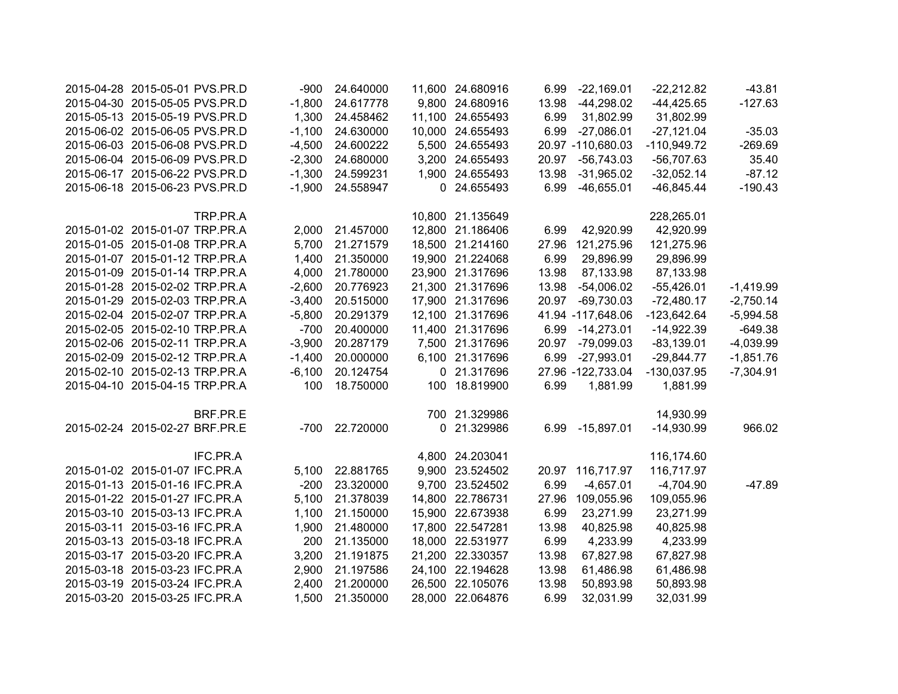| | | | | | | | | | | |
|---|---|---|---|---|---|---|---|---|---|---|
| 2015-04-28 | 2015-05-01 | PVS.PR.D | -900 | 24.640000 | 11,600 | 24.680916 | 6.99 | -22,169.01 | -22,212.82 | -43.81 |
| 2015-04-30 | 2015-05-05 | PVS.PR.D | -1,800 | 24.617778 | 9,800 | 24.680916 | 13.98 | -44,298.02 | -44,425.65 | -127.63 |
| 2015-05-13 | 2015-05-19 | PVS.PR.D | 1,300 | 24.458462 | 11,100 | 24.655493 | 6.99 | 31,802.99 | 31,802.99 | |
| 2015-06-02 | 2015-06-05 | PVS.PR.D | -1,100 | 24.630000 | 10,000 | 24.655493 | 6.99 | -27,086.01 | -27,121.04 | -35.03 |
| 2015-06-03 | 2015-06-08 | PVS.PR.D | -4,500 | 24.600222 | 5,500 | 24.655493 | 20.97 | -110,680.03 | -110,949.72 | -269.69 |
| 2015-06-04 | 2015-06-09 | PVS.PR.D | -2,300 | 24.680000 | 3,200 | 24.655493 | 20.97 | -56,743.03 | -56,707.63 | 35.40 |
| 2015-06-17 | 2015-06-22 | PVS.PR.D | -1,300 | 24.599231 | 1,900 | 24.655493 | 13.98 | -31,965.02 | -32,052.14 | -87.12 |
| 2015-06-18 | 2015-06-23 | PVS.PR.D | -1,900 | 24.558947 | 0 | 24.655493 | 6.99 | -46,655.01 | -46,845.44 | -190.43 |
| | | | | | | | | | | |
| | | TRP.PR.A | | | 10,800 | 21.135649 | | | 228,265.01 | |
| 2015-01-02 | 2015-01-07 | TRP.PR.A | 2,000 | 21.457000 | 12,800 | 21.186406 | 6.99 | 42,920.99 | 42,920.99 | |
| 2015-01-05 | 2015-01-08 | TRP.PR.A | 5,700 | 21.271579 | 18,500 | 21.214160 | 27.96 | 121,275.96 | 121,275.96 | |
| 2015-01-07 | 2015-01-12 | TRP.PR.A | 1,400 | 21.350000 | 19,900 | 21.224068 | 6.99 | 29,896.99 | 29,896.99 | |
| 2015-01-09 | 2015-01-14 | TRP.PR.A | 4,000 | 21.780000 | 23,900 | 21.317696 | 13.98 | 87,133.98 | 87,133.98 | |
| 2015-01-28 | 2015-02-02 | TRP.PR.A | -2,600 | 20.776923 | 21,300 | 21.317696 | 13.98 | -54,006.02 | -55,426.01 | -1,419.99 |
| 2015-01-29 | 2015-02-03 | TRP.PR.A | -3,400 | 20.515000 | 17,900 | 21.317696 | 20.97 | -69,730.03 | -72,480.17 | -2,750.14 |
| 2015-02-04 | 2015-02-07 | TRP.PR.A | -5,800 | 20.291379 | 12,100 | 21.317696 | 41.94 | -117,648.06 | -123,642.64 | -5,994.58 |
| 2015-02-05 | 2015-02-10 | TRP.PR.A | -700 | 20.400000 | 11,400 | 21.317696 | 6.99 | -14,273.01 | -14,922.39 | -649.38 |
| 2015-02-06 | 2015-02-11 | TRP.PR.A | -3,900 | 20.287179 | 7,500 | 21.317696 | 20.97 | -79,099.03 | -83,139.01 | -4,039.99 |
| 2015-02-09 | 2015-02-12 | TRP.PR.A | -1,400 | 20.000000 | 6,100 | 21.317696 | 6.99 | -27,993.01 | -29,844.77 | -1,851.76 |
| 2015-02-10 | 2015-02-13 | TRP.PR.A | -6,100 | 20.124754 | 0 | 21.317696 | 27.96 | -122,733.04 | -130,037.95 | -7,304.91 |
| 2015-04-10 | 2015-04-15 | TRP.PR.A | 100 | 18.750000 | 100 | 18.819900 | 6.99 | 1,881.99 | 1,881.99 | |
| | | | | | | | | | | |
| | | BRF.PR.E | | | 700 | 21.329986 | | | 14,930.99 | |
| 2015-02-24 | 2015-02-27 | BRF.PR.E | -700 | 22.720000 | 0 | 21.329986 | 6.99 | -15,897.01 | -14,930.99 | 966.02 |
| | | | | | | | | | | |
| | | IFC.PR.A | | | 4,800 | 24.203041 | | | 116,174.60 | |
| 2015-01-02 | 2015-01-07 | IFC.PR.A | 5,100 | 22.881765 | 9,900 | 23.524502 | 20.97 | 116,717.97 | 116,717.97 | |
| 2015-01-13 | 2015-01-16 | IFC.PR.A | -200 | 23.320000 | 9,700 | 23.524502 | 6.99 | -4,657.01 | -4,704.90 | -47.89 |
| 2015-01-22 | 2015-01-27 | IFC.PR.A | 5,100 | 21.378039 | 14,800 | 22.786731 | 27.96 | 109,055.96 | 109,055.96 | |
| 2015-03-10 | 2015-03-13 | IFC.PR.A | 1,100 | 21.150000 | 15,900 | 22.673938 | 6.99 | 23,271.99 | 23,271.99 | |
| 2015-03-11 | 2015-03-16 | IFC.PR.A | 1,900 | 21.480000 | 17,800 | 22.547281 | 13.98 | 40,825.98 | 40,825.98 | |
| 2015-03-13 | 2015-03-18 | IFC.PR.A | 200 | 21.135000 | 18,000 | 22.531977 | 6.99 | 4,233.99 | 4,233.99 | |
| 2015-03-17 | 2015-03-20 | IFC.PR.A | 3,200 | 21.191875 | 21,200 | 22.330357 | 13.98 | 67,827.98 | 67,827.98 | |
| 2015-03-18 | 2015-03-23 | IFC.PR.A | 2,900 | 21.197586 | 24,100 | 22.194628 | 13.98 | 61,486.98 | 61,486.98 | |
| 2015-03-19 | 2015-03-24 | IFC.PR.A | 2,400 | 21.200000 | 26,500 | 22.105076 | 13.98 | 50,893.98 | 50,893.98 | |
| 2015-03-20 | 2015-03-25 | IFC.PR.A | 1,500 | 21.350000 | 28,000 | 22.064876 | 6.99 | 32,031.99 | 32,031.99 | |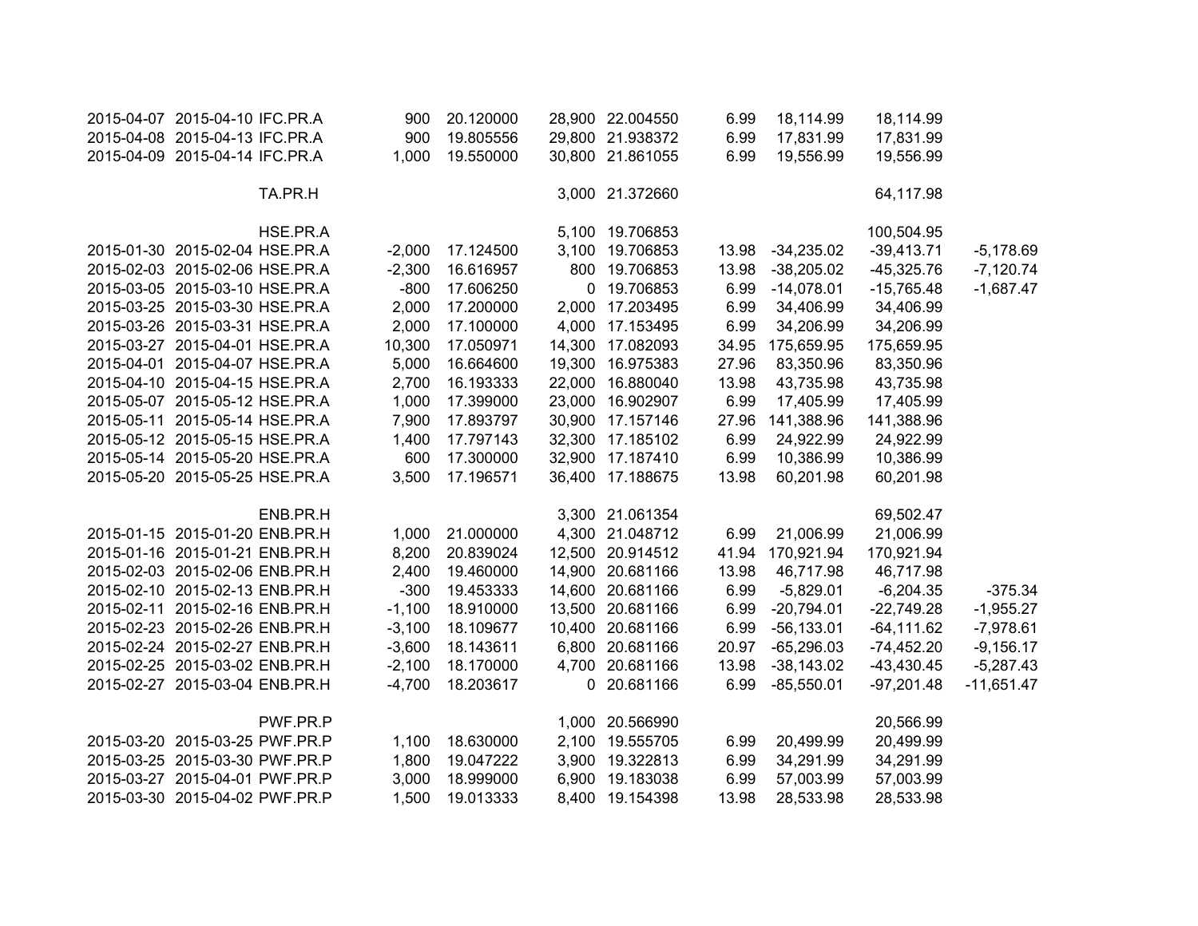| | | | | | | | | | | |
|---|---|---|---|---|---|---|---|---|---|---|
| 2015-04-07 | 2015-04-10 | IFC.PR.A | 900 | 20.120000 | 28,900 | 22.004550 | 6.99 | 18,114.99 | 18,114.99 | |
| 2015-04-08 | 2015-04-13 | IFC.PR.A | 900 | 19.805556 | 29,800 | 21.938372 | 6.99 | 17,831.99 | 17,831.99 | |
| 2015-04-09 | 2015-04-14 | IFC.PR.A | 1,000 | 19.550000 | 30,800 | 21.861055 | 6.99 | 19,556.99 | 19,556.99 | |
| | | | | | | | | | | |
| | | TA.PR.H | | | 3,000 | 21.372660 | | | 64,117.98 | |
| | | | | | | | | | | |
| | | HSE.PR.A | | | 5,100 | 19.706853 | | | 100,504.95 | |
| 2015-01-30 | 2015-02-04 | HSE.PR.A | -2,000 | 17.124500 | 3,100 | 19.706853 | 13.98 | -34,235.02 | -39,413.71 | -5,178.69 |
| 2015-02-03 | 2015-02-06 | HSE.PR.A | -2,300 | 16.616957 | 800 | 19.706853 | 13.98 | -38,205.02 | -45,325.76 | -7,120.74 |
| 2015-03-05 | 2015-03-10 | HSE.PR.A | -800 | 17.606250 | 0 | 19.706853 | 6.99 | -14,078.01 | -15,765.48 | -1,687.47 |
| 2015-03-25 | 2015-03-30 | HSE.PR.A | 2,000 | 17.200000 | 2,000 | 17.203495 | 6.99 | 34,406.99 | 34,406.99 | |
| 2015-03-26 | 2015-03-31 | HSE.PR.A | 2,000 | 17.100000 | 4,000 | 17.153495 | 6.99 | 34,206.99 | 34,206.99 | |
| 2015-03-27 | 2015-04-01 | HSE.PR.A | 10,300 | 17.050971 | 14,300 | 17.082093 | 34.95 | 175,659.95 | 175,659.95 | |
| 2015-04-01 | 2015-04-07 | HSE.PR.A | 5,000 | 16.664600 | 19,300 | 16.975383 | 27.96 | 83,350.96 | 83,350.96 | |
| 2015-04-10 | 2015-04-15 | HSE.PR.A | 2,700 | 16.193333 | 22,000 | 16.880040 | 13.98 | 43,735.98 | 43,735.98 | |
| 2015-05-07 | 2015-05-12 | HSE.PR.A | 1,000 | 17.399000 | 23,000 | 16.902907 | 6.99 | 17,405.99 | 17,405.99 | |
| 2015-05-11 | 2015-05-14 | HSE.PR.A | 7,900 | 17.893797 | 30,900 | 17.157146 | 27.96 | 141,388.96 | 141,388.96 | |
| 2015-05-12 | 2015-05-15 | HSE.PR.A | 1,400 | 17.797143 | 32,300 | 17.185102 | 6.99 | 24,922.99 | 24,922.99 | |
| 2015-05-14 | 2015-05-20 | HSE.PR.A | 600 | 17.300000 | 32,900 | 17.187410 | 6.99 | 10,386.99 | 10,386.99 | |
| 2015-05-20 | 2015-05-25 | HSE.PR.A | 3,500 | 17.196571 | 36,400 | 17.188675 | 13.98 | 60,201.98 | 60,201.98 | |
| | | | | | | | | | | |
| | | ENB.PR.H | | | 3,300 | 21.061354 | | | 69,502.47 | |
| 2015-01-15 | 2015-01-20 | ENB.PR.H | 1,000 | 21.000000 | 4,300 | 21.048712 | 6.99 | 21,006.99 | 21,006.99 | |
| 2015-01-16 | 2015-01-21 | ENB.PR.H | 8,200 | 20.839024 | 12,500 | 20.914512 | 41.94 | 170,921.94 | 170,921.94 | |
| 2015-02-03 | 2015-02-06 | ENB.PR.H | 2,400 | 19.460000 | 14,900 | 20.681166 | 13.98 | 46,717.98 | 46,717.98 | |
| 2015-02-10 | 2015-02-13 | ENB.PR.H | -300 | 19.453333 | 14,600 | 20.681166 | 6.99 | -5,829.01 | -6,204.35 | -375.34 |
| 2015-02-11 | 2015-02-16 | ENB.PR.H | -1,100 | 18.910000 | 13,500 | 20.681166 | 6.99 | -20,794.01 | -22,749.28 | -1,955.27 |
| 2015-02-23 | 2015-02-26 | ENB.PR.H | -3,100 | 18.109677 | 10,400 | 20.681166 | 6.99 | -56,133.01 | -64,111.62 | -7,978.61 |
| 2015-02-24 | 2015-02-27 | ENB.PR.H | -3,600 | 18.143611 | 6,800 | 20.681166 | 20.97 | -65,296.03 | -74,452.20 | -9,156.17 |
| 2015-02-25 | 2015-03-02 | ENB.PR.H | -2,100 | 18.170000 | 4,700 | 20.681166 | 13.98 | -38,143.02 | -43,430.45 | -5,287.43 |
| 2015-02-27 | 2015-03-04 | ENB.PR.H | -4,700 | 18.203617 | 0 | 20.681166 | 6.99 | -85,550.01 | -97,201.48 | -11,651.47 |
| | | | | | | | | | | |
| | | PWF.PR.P | | | 1,000 | 20.566990 | | | 20,566.99 | |
| 2015-03-20 | 2015-03-25 | PWF.PR.P | 1,100 | 18.630000 | 2,100 | 19.555705 | 6.99 | 20,499.99 | 20,499.99 | |
| 2015-03-25 | 2015-03-30 | PWF.PR.P | 1,800 | 19.047222 | 3,900 | 19.322813 | 6.99 | 34,291.99 | 34,291.99 | |
| 2015-03-27 | 2015-04-01 | PWF.PR.P | 3,000 | 18.999000 | 6,900 | 19.183038 | 6.99 | 57,003.99 | 57,003.99 | |
| 2015-03-30 | 2015-04-02 | PWF.PR.P | 1,500 | 19.013333 | 8,400 | 19.154398 | 13.98 | 28,533.98 | 28,533.98 | |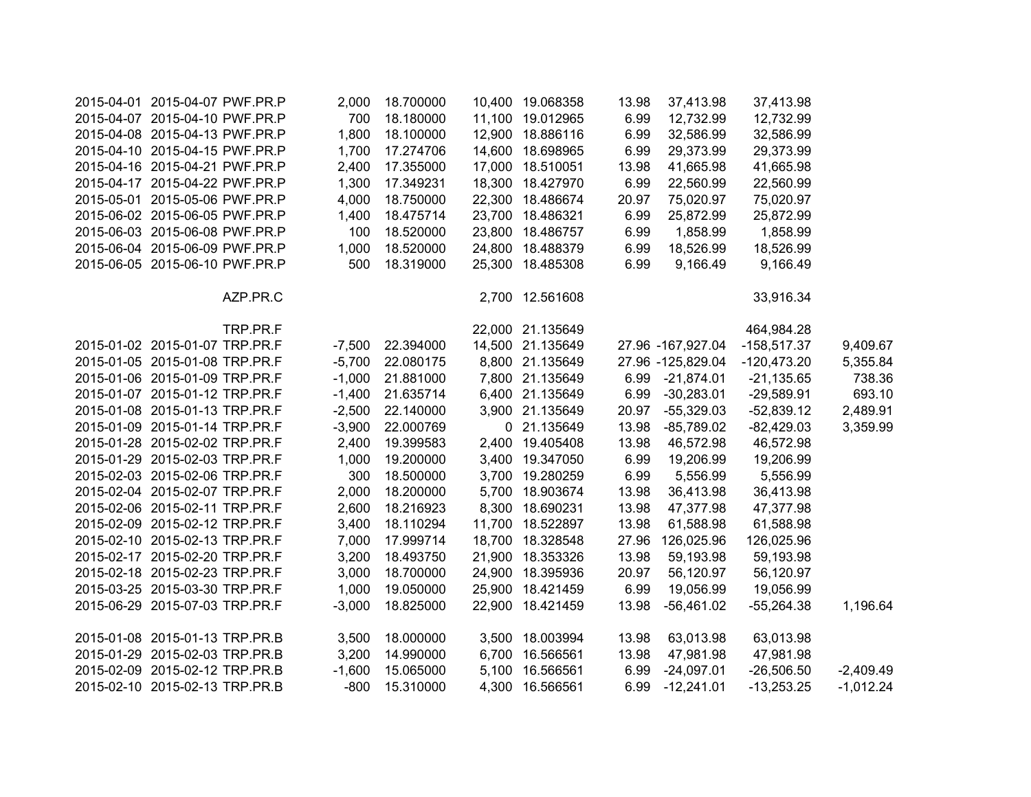| | | | | | | | | | | |
|---|---|---|---|---|---|---|---|---|---|---|
| 2015-04-01 | 2015-04-07 | PWF.PR.P | 2,000 | 18.700000 | 10,400 | 19.068358 | 13.98 | 37,413.98 | 37,413.98 | |
| 2015-04-07 | 2015-04-10 | PWF.PR.P | 700 | 18.180000 | 11,100 | 19.012965 | 6.99 | 12,732.99 | 12,732.99 | |
| 2015-04-08 | 2015-04-13 | PWF.PR.P | 1,800 | 18.100000 | 12,900 | 18.886116 | 6.99 | 32,586.99 | 32,586.99 | |
| 2015-04-10 | 2015-04-15 | PWF.PR.P | 1,700 | 17.274706 | 14,600 | 18.698965 | 6.99 | 29,373.99 | 29,373.99 | |
| 2015-04-16 | 2015-04-21 | PWF.PR.P | 2,400 | 17.355000 | 17,000 | 18.510051 | 13.98 | 41,665.98 | 41,665.98 | |
| 2015-04-17 | 2015-04-22 | PWF.PR.P | 1,300 | 17.349231 | 18,300 | 18.427970 | 6.99 | 22,560.99 | 22,560.99 | |
| 2015-05-01 | 2015-05-06 | PWF.PR.P | 4,000 | 18.750000 | 22,300 | 18.486674 | 20.97 | 75,020.97 | 75,020.97 | |
| 2015-06-02 | 2015-06-05 | PWF.PR.P | 1,400 | 18.475714 | 23,700 | 18.486321 | 6.99 | 25,872.99 | 25,872.99 | |
| 2015-06-03 | 2015-06-08 | PWF.PR.P | 100 | 18.520000 | 23,800 | 18.486757 | 6.99 | 1,858.99 | 1,858.99 | |
| 2015-06-04 | 2015-06-09 | PWF.PR.P | 1,000 | 18.520000 | 24,800 | 18.488379 | 6.99 | 18,526.99 | 18,526.99 | |
| 2015-06-05 | 2015-06-10 | PWF.PR.P | 500 | 18.319000 | 25,300 | 18.485308 | 6.99 | 9,166.49 | 9,166.49 | |
| | | | | | | | | | | |
| | | AZP.PR.C | | | 2,700 | 12.561608 | | | 33,916.34 | |
| | | | | | | | | | | |
| | | TRP.PR.F | | | 22,000 | 21.135649 | | | 464,984.28 | |
| 2015-01-02 | 2015-01-07 | TRP.PR.F | -7,500 | 22.394000 | 14,500 | 21.135649 | 27.96 | -167,927.04 | -158,517.37 | 9,409.67 |
| 2015-01-05 | 2015-01-08 | TRP.PR.F | -5,700 | 22.080175 | 8,800 | 21.135649 | 27.96 | -125,829.04 | -120,473.20 | 5,355.84 |
| 2015-01-06 | 2015-01-09 | TRP.PR.F | -1,000 | 21.881000 | 7,800 | 21.135649 | 6.99 | -21,874.01 | -21,135.65 | 738.36 |
| 2015-01-07 | 2015-01-12 | TRP.PR.F | -1,400 | 21.635714 | 6,400 | 21.135649 | 6.99 | -30,283.01 | -29,589.91 | 693.10 |
| 2015-01-08 | 2015-01-13 | TRP.PR.F | -2,500 | 22.140000 | 3,900 | 21.135649 | 20.97 | -55,329.03 | -52,839.12 | 2,489.91 |
| 2015-01-09 | 2015-01-14 | TRP.PR.F | -3,900 | 22.000769 | 0 | 21.135649 | 13.98 | -85,789.02 | -82,429.03 | 3,359.99 |
| 2015-01-28 | 2015-02-02 | TRP.PR.F | 2,400 | 19.399583 | 2,400 | 19.405408 | 13.98 | 46,572.98 | 46,572.98 | |
| 2015-01-29 | 2015-02-03 | TRP.PR.F | 1,000 | 19.200000 | 3,400 | 19.347050 | 6.99 | 19,206.99 | 19,206.99 | |
| 2015-02-03 | 2015-02-06 | TRP.PR.F | 300 | 18.500000 | 3,700 | 19.280259 | 6.99 | 5,556.99 | 5,556.99 | |
| 2015-02-04 | 2015-02-07 | TRP.PR.F | 2,000 | 18.200000 | 5,700 | 18.903674 | 13.98 | 36,413.98 | 36,413.98 | |
| 2015-02-06 | 2015-02-11 | TRP.PR.F | 2,600 | 18.216923 | 8,300 | 18.690231 | 13.98 | 47,377.98 | 47,377.98 | |
| 2015-02-09 | 2015-02-12 | TRP.PR.F | 3,400 | 18.110294 | 11,700 | 18.522897 | 13.98 | 61,588.98 | 61,588.98 | |
| 2015-02-10 | 2015-02-13 | TRP.PR.F | 7,000 | 17.999714 | 18,700 | 18.328548 | 27.96 | 126,025.96 | 126,025.96 | |
| 2015-02-17 | 2015-02-20 | TRP.PR.F | 3,200 | 18.493750 | 21,900 | 18.353326 | 13.98 | 59,193.98 | 59,193.98 | |
| 2015-02-18 | 2015-02-23 | TRP.PR.F | 3,000 | 18.700000 | 24,900 | 18.395936 | 20.97 | 56,120.97 | 56,120.97 | |
| 2015-03-25 | 2015-03-30 | TRP.PR.F | 1,000 | 19.050000 | 25,900 | 18.421459 | 6.99 | 19,056.99 | 19,056.99 | |
| 2015-06-29 | 2015-07-03 | TRP.PR.F | -3,000 | 18.825000 | 22,900 | 18.421459 | 13.98 | -56,461.02 | -55,264.38 | 1,196.64 |
| | | | | | | | | | | |
| 2015-01-08 | 2015-01-13 | TRP.PR.B | 3,500 | 18.000000 | 3,500 | 18.003994 | 13.98 | 63,013.98 | 63,013.98 | |
| 2015-01-29 | 2015-02-03 | TRP.PR.B | 3,200 | 14.990000 | 6,700 | 16.566561 | 13.98 | 47,981.98 | 47,981.98 | |
| 2015-02-09 | 2015-02-12 | TRP.PR.B | -1,600 | 15.065000 | 5,100 | 16.566561 | 6.99 | -24,097.01 | -26,506.50 | -2,409.49 |
| 2015-02-10 | 2015-02-13 | TRP.PR.B | -800 | 15.310000 | 4,300 | 16.566561 | 6.99 | -12,241.01 | -13,253.25 | -1,012.24 |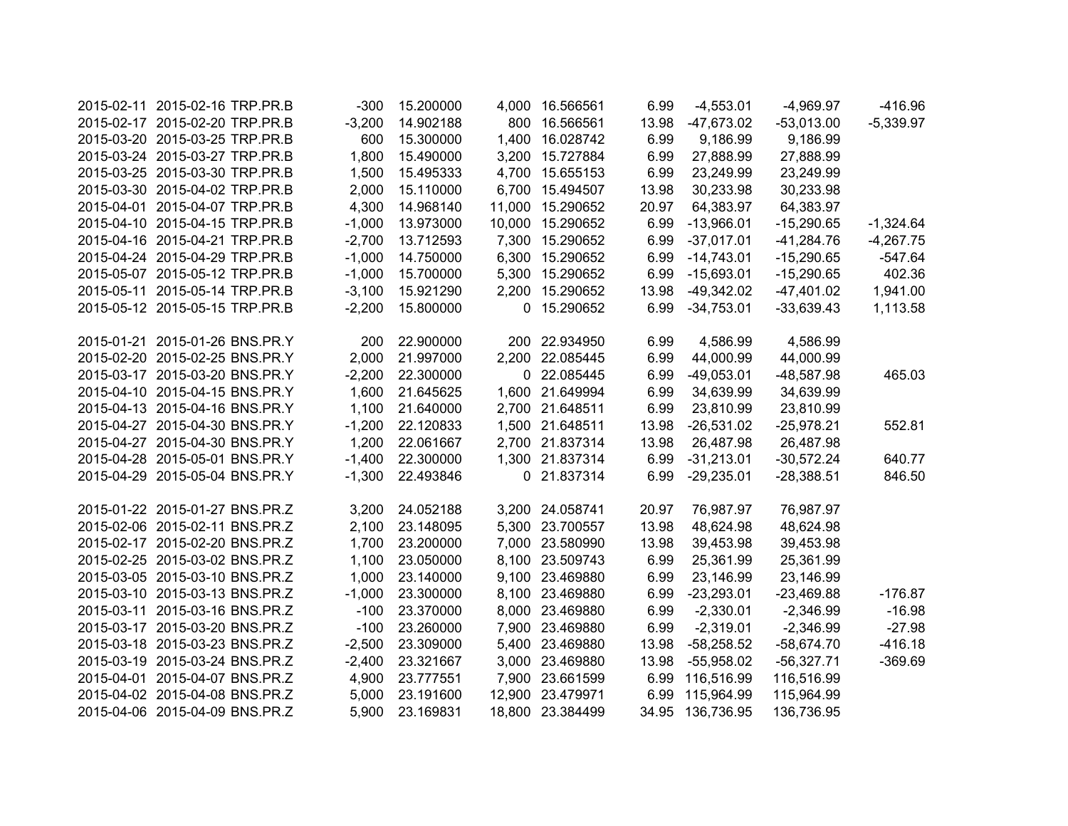| | | | | | | | | | | |
|---|---|---|---|---|---|---|---|---|---|---|
| 2015-02-11 | 2015-02-16 | TRP.PR.B | -300 | 15.200000 | 4,000 | 16.566561 | 6.99 | -4,553.01 | -4,969.97 | -416.96 |
| 2015-02-17 | 2015-02-20 | TRP.PR.B | -3,200 | 14.902188 | 800 | 16.566561 | 13.98 | -47,673.02 | -53,013.00 | -5,339.97 |
| 2015-03-20 | 2015-03-25 | TRP.PR.B | 600 | 15.300000 | 1,400 | 16.028742 | 6.99 | 9,186.99 | 9,186.99 | |
| 2015-03-24 | 2015-03-27 | TRP.PR.B | 1,800 | 15.490000 | 3,200 | 15.727884 | 6.99 | 27,888.99 | 27,888.99 | |
| 2015-03-25 | 2015-03-30 | TRP.PR.B | 1,500 | 15.495333 | 4,700 | 15.655153 | 6.99 | 23,249.99 | 23,249.99 | |
| 2015-03-30 | 2015-04-02 | TRP.PR.B | 2,000 | 15.110000 | 6,700 | 15.494507 | 13.98 | 30,233.98 | 30,233.98 | |
| 2015-04-01 | 2015-04-07 | TRP.PR.B | 4,300 | 14.968140 | 11,000 | 15.290652 | 20.97 | 64,383.97 | 64,383.97 | |
| 2015-04-10 | 2015-04-15 | TRP.PR.B | -1,000 | 13.973000 | 10,000 | 15.290652 | 6.99 | -13,966.01 | -15,290.65 | -1,324.64 |
| 2015-04-16 | 2015-04-21 | TRP.PR.B | -2,700 | 13.712593 | 7,300 | 15.290652 | 6.99 | -37,017.01 | -41,284.76 | -4,267.75 |
| 2015-04-24 | 2015-04-29 | TRP.PR.B | -1,000 | 14.750000 | 6,300 | 15.290652 | 6.99 | -14,743.01 | -15,290.65 | -547.64 |
| 2015-05-07 | 2015-05-12 | TRP.PR.B | -1,000 | 15.700000 | 5,300 | 15.290652 | 6.99 | -15,693.01 | -15,290.65 | 402.36 |
| 2015-05-11 | 2015-05-14 | TRP.PR.B | -3,100 | 15.921290 | 2,200 | 15.290652 | 13.98 | -49,342.02 | -47,401.02 | 1,941.00 |
| 2015-05-12 | 2015-05-15 | TRP.PR.B | -2,200 | 15.800000 | 0 | 15.290652 | 6.99 | -34,753.01 | -33,639.43 | 1,113.58 |
| | | | | | | | | | | |
| 2015-01-21 | 2015-01-26 | BNS.PR.Y | 200 | 22.900000 | 200 | 22.934950 | 6.99 | 4,586.99 | 4,586.99 | |
| 2015-02-20 | 2015-02-25 | BNS.PR.Y | 2,000 | 21.997000 | 2,200 | 22.085445 | 6.99 | 44,000.99 | 44,000.99 | |
| 2015-03-17 | 2015-03-20 | BNS.PR.Y | -2,200 | 22.300000 | 0 | 22.085445 | 6.99 | -49,053.01 | -48,587.98 | 465.03 |
| 2015-04-10 | 2015-04-15 | BNS.PR.Y | 1,600 | 21.645625 | 1,600 | 21.649994 | 6.99 | 34,639.99 | 34,639.99 | |
| 2015-04-13 | 2015-04-16 | BNS.PR.Y | 1,100 | 21.640000 | 2,700 | 21.648511 | 6.99 | 23,810.99 | 23,810.99 | |
| 2015-04-27 | 2015-04-30 | BNS.PR.Y | -1,200 | 22.120833 | 1,500 | 21.648511 | 13.98 | -26,531.02 | -25,978.21 | 552.81 |
| 2015-04-27 | 2015-04-30 | BNS.PR.Y | 1,200 | 22.061667 | 2,700 | 21.837314 | 13.98 | 26,487.98 | 26,487.98 | |
| 2015-04-28 | 2015-05-01 | BNS.PR.Y | -1,400 | 22.300000 | 1,300 | 21.837314 | 6.99 | -31,213.01 | -30,572.24 | 640.77 |
| 2015-04-29 | 2015-05-04 | BNS.PR.Y | -1,300 | 22.493846 | 0 | 21.837314 | 6.99 | -29,235.01 | -28,388.51 | 846.50 |
| | | | | | | | | | | |
| 2015-01-22 | 2015-01-27 | BNS.PR.Z | 3,200 | 24.052188 | 3,200 | 24.058741 | 20.97 | 76,987.97 | 76,987.97 | |
| 2015-02-06 | 2015-02-11 | BNS.PR.Z | 2,100 | 23.148095 | 5,300 | 23.700557 | 13.98 | 48,624.98 | 48,624.98 | |
| 2015-02-17 | 2015-02-20 | BNS.PR.Z | 1,700 | 23.200000 | 7,000 | 23.580990 | 13.98 | 39,453.98 | 39,453.98 | |
| 2015-02-25 | 2015-03-02 | BNS.PR.Z | 1,100 | 23.050000 | 8,100 | 23.509743 | 6.99 | 25,361.99 | 25,361.99 | |
| 2015-03-05 | 2015-03-10 | BNS.PR.Z | 1,000 | 23.140000 | 9,100 | 23.469880 | 6.99 | 23,146.99 | 23,146.99 | |
| 2015-03-10 | 2015-03-13 | BNS.PR.Z | -1,000 | 23.300000 | 8,100 | 23.469880 | 6.99 | -23,293.01 | -23,469.88 | -176.87 |
| 2015-03-11 | 2015-03-16 | BNS.PR.Z | -100 | 23.370000 | 8,000 | 23.469880 | 6.99 | -2,330.01 | -2,346.99 | -16.98 |
| 2015-03-17 | 2015-03-20 | BNS.PR.Z | -100 | 23.260000 | 7,900 | 23.469880 | 6.99 | -2,319.01 | -2,346.99 | -27.98 |
| 2015-03-18 | 2015-03-23 | BNS.PR.Z | -2,500 | 23.309000 | 5,400 | 23.469880 | 13.98 | -58,258.52 | -58,674.70 | -416.18 |
| 2015-03-19 | 2015-03-24 | BNS.PR.Z | -2,400 | 23.321667 | 3,000 | 23.469880 | 13.98 | -55,958.02 | -56,327.71 | -369.69 |
| 2015-04-01 | 2015-04-07 | BNS.PR.Z | 4,900 | 23.777551 | 7,900 | 23.661599 | 6.99 | 116,516.99 | 116,516.99 | |
| 2015-04-02 | 2015-04-08 | BNS.PR.Z | 5,000 | 23.191600 | 12,900 | 23.479971 | 6.99 | 115,964.99 | 115,964.99 | |
| 2015-04-06 | 2015-04-09 | BNS.PR.Z | 5,900 | 23.169831 | 18,800 | 23.384499 | 34.95 | 136,736.95 | 136,736.95 | |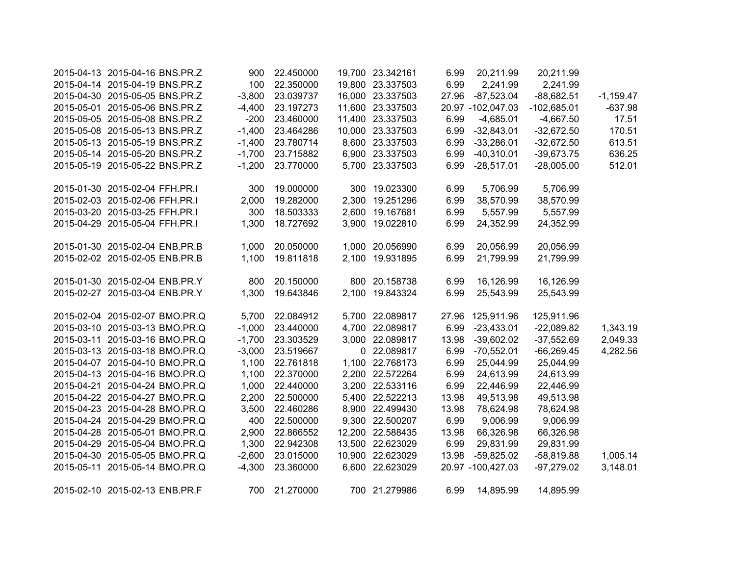| | | | | | | | | | | |
|---|---|---|---|---|---|---|---|---|---|---|
| 2015-04-13 | 2015-04-16 | BNS.PR.Z | 900 | 22.450000 | 19,700 | 23.342161 | 6.99 | 20,211.99 | 20,211.99 | |
| 2015-04-14 | 2015-04-19 | BNS.PR.Z | 100 | 22.350000 | 19,800 | 23.337503 | 6.99 | 2,241.99 | 2,241.99 | |
| 2015-04-30 | 2015-05-05 | BNS.PR.Z | -3,800 | 23.039737 | 16,000 | 23.337503 | 27.96 | -87,523.04 | -88,682.51 | -1,159.47 |
| 2015-05-01 | 2015-05-06 | BNS.PR.Z | -4,400 | 23.197273 | 11,600 | 23.337503 | 20.97 | -102,047.03 | -102,685.01 | -637.98 |
| 2015-05-05 | 2015-05-08 | BNS.PR.Z | -200 | 23.460000 | 11,400 | 23.337503 | 6.99 | -4,685.01 | -4,667.50 | 17.51 |
| 2015-05-08 | 2015-05-13 | BNS.PR.Z | -1,400 | 23.464286 | 10,000 | 23.337503 | 6.99 | -32,843.01 | -32,672.50 | 170.51 |
| 2015-05-13 | 2015-05-19 | BNS.PR.Z | -1,400 | 23.780714 | 8,600 | 23.337503 | 6.99 | -33,286.01 | -32,672.50 | 613.51 |
| 2015-05-14 | 2015-05-20 | BNS.PR.Z | -1,700 | 23.715882 | 6,900 | 23.337503 | 6.99 | -40,310.01 | -39,673.75 | 636.25 |
| 2015-05-19 | 2015-05-22 | BNS.PR.Z | -1,200 | 23.770000 | 5,700 | 23.337503 | 6.99 | -28,517.01 | -28,005.00 | 512.01 |
| | | | | | | | | | | |
| 2015-01-30 | 2015-02-04 | FFH.PR.I | 300 | 19.000000 | 300 | 19.023300 | 6.99 | 5,706.99 | 5,706.99 | |
| 2015-02-03 | 2015-02-06 | FFH.PR.I | 2,000 | 19.282000 | 2,300 | 19.251296 | 6.99 | 38,570.99 | 38,570.99 | |
| 2015-03-20 | 2015-03-25 | FFH.PR.I | 300 | 18.503333 | 2,600 | 19.167681 | 6.99 | 5,557.99 | 5,557.99 | |
| 2015-04-29 | 2015-05-04 | FFH.PR.I | 1,300 | 18.727692 | 3,900 | 19.022810 | 6.99 | 24,352.99 | 24,352.99 | |
| | | | | | | | | | | |
| 2015-01-30 | 2015-02-04 | ENB.PR.B | 1,000 | 20.050000 | 1,000 | 20.056990 | 6.99 | 20,056.99 | 20,056.99 | |
| 2015-02-02 | 2015-02-05 | ENB.PR.B | 1,100 | 19.811818 | 2,100 | 19.931895 | 6.99 | 21,799.99 | 21,799.99 | |
| | | | | | | | | | | |
| 2015-01-30 | 2015-02-04 | ENB.PR.Y | 800 | 20.150000 | 800 | 20.158738 | 6.99 | 16,126.99 | 16,126.99 | |
| 2015-02-27 | 2015-03-04 | ENB.PR.Y | 1,300 | 19.643846 | 2,100 | 19.843324 | 6.99 | 25,543.99 | 25,543.99 | |
| | | | | | | | | | | |
| 2015-02-04 | 2015-02-07 | BMO.PR.Q | 5,700 | 22.084912 | 5,700 | 22.089817 | 27.96 | 125,911.96 | 125,911.96 | |
| 2015-03-10 | 2015-03-13 | BMO.PR.Q | -1,000 | 23.440000 | 4,700 | 22.089817 | 6.99 | -23,433.01 | -22,089.82 | 1,343.19 |
| 2015-03-11 | 2015-03-16 | BMO.PR.Q | -1,700 | 23.303529 | 3,000 | 22.089817 | 13.98 | -39,602.02 | -37,552.69 | 2,049.33 |
| 2015-03-13 | 2015-03-18 | BMO.PR.Q | -3,000 | 23.519667 | 0 | 22.089817 | 6.99 | -70,552.01 | -66,269.45 | 4,282.56 |
| 2015-04-07 | 2015-04-10 | BMO.PR.Q | 1,100 | 22.761818 | 1,100 | 22.768173 | 6.99 | 25,044.99 | 25,044.99 | |
| 2015-04-13 | 2015-04-16 | BMO.PR.Q | 1,100 | 22.370000 | 2,200 | 22.572264 | 6.99 | 24,613.99 | 24,613.99 | |
| 2015-04-21 | 2015-04-24 | BMO.PR.Q | 1,000 | 22.440000 | 3,200 | 22.533116 | 6.99 | 22,446.99 | 22,446.99 | |
| 2015-04-22 | 2015-04-27 | BMO.PR.Q | 2,200 | 22.500000 | 5,400 | 22.522213 | 13.98 | 49,513.98 | 49,513.98 | |
| 2015-04-23 | 2015-04-28 | BMO.PR.Q | 3,500 | 22.460286 | 8,900 | 22.499430 | 13.98 | 78,624.98 | 78,624.98 | |
| 2015-04-24 | 2015-04-29 | BMO.PR.Q | 400 | 22.500000 | 9,300 | 22.500207 | 6.99 | 9,006.99 | 9,006.99 | |
| 2015-04-28 | 2015-05-01 | BMO.PR.Q | 2,900 | 22.866552 | 12,200 | 22.588435 | 13.98 | 66,326.98 | 66,326.98 | |
| 2015-04-29 | 2015-05-04 | BMO.PR.Q | 1,300 | 22.942308 | 13,500 | 22.623029 | 6.99 | 29,831.99 | 29,831.99 | |
| 2015-04-30 | 2015-05-05 | BMO.PR.Q | -2,600 | 23.015000 | 10,900 | 22.623029 | 13.98 | -59,825.02 | -58,819.88 | 1,005.14 |
| 2015-05-11 | 2015-05-14 | BMO.PR.Q | -4,300 | 23.360000 | 6,600 | 22.623029 | 20.97 | -100,427.03 | -97,279.02 | 3,148.01 |
| | | | | | | | | | | |
| 2015-02-10 | 2015-02-13 | ENB.PR.F | 700 | 21.270000 | 700 | 21.279986 | 6.99 | 14,895.99 | 14,895.99 | |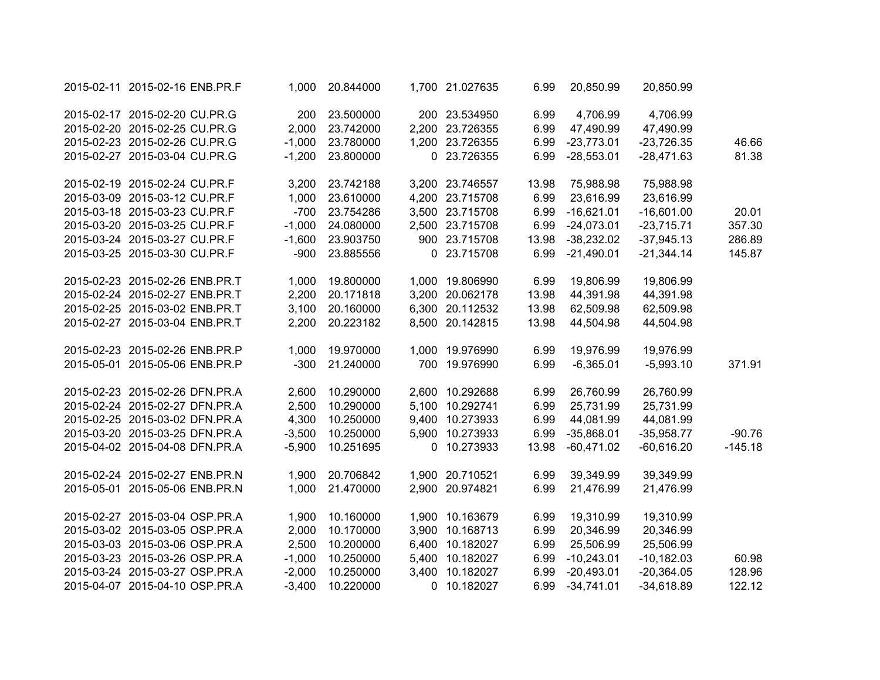| | | | | | | | | | | |
|---|---|---|---|---|---|---|---|---|---|---|
| 2015-02-11 | 2015-02-16 | ENB.PR.F | 1,000 | 20.844000 | 1,700 | 21.027635 | 6.99 | 20,850.99 | 20,850.99 | |
| | | | | | | | | | | |
| 2015-02-17 | 2015-02-20 | CU.PR.G | 200 | 23.500000 | 200 | 23.534950 | 6.99 | 4,706.99 | 4,706.99 | |
| 2015-02-20 | 2015-02-25 | CU.PR.G | 2,000 | 23.742000 | 2,200 | 23.726355 | 6.99 | 47,490.99 | 47,490.99 | |
| 2015-02-23 | 2015-02-26 | CU.PR.G | -1,000 | 23.780000 | 1,200 | 23.726355 | 6.99 | -23,773.01 | -23,726.35 | 46.66 |
| 2015-02-27 | 2015-03-04 | CU.PR.G | -1,200 | 23.800000 | 0 | 23.726355 | 6.99 | -28,553.01 | -28,471.63 | 81.38 |
| | | | | | | | | | | |
| 2015-02-19 | 2015-02-24 | CU.PR.F | 3,200 | 23.742188 | 3,200 | 23.746557 | 13.98 | 75,988.98 | 75,988.98 | |
| 2015-03-09 | 2015-03-12 | CU.PR.F | 1,000 | 23.610000 | 4,200 | 23.715708 | 6.99 | 23,616.99 | 23,616.99 | |
| 2015-03-18 | 2015-03-23 | CU.PR.F | -700 | 23.754286 | 3,500 | 23.715708 | 6.99 | -16,621.01 | -16,601.00 | 20.01 |
| 2015-03-20 | 2015-03-25 | CU.PR.F | -1,000 | 24.080000 | 2,500 | 23.715708 | 6.99 | -24,073.01 | -23,715.71 | 357.30 |
| 2015-03-24 | 2015-03-27 | CU.PR.F | -1,600 | 23.903750 | 900 | 23.715708 | 13.98 | -38,232.02 | -37,945.13 | 286.89 |
| 2015-03-25 | 2015-03-30 | CU.PR.F | -900 | 23.885556 | 0 | 23.715708 | 6.99 | -21,490.01 | -21,344.14 | 145.87 |
| | | | | | | | | | | |
| 2015-02-23 | 2015-02-26 | ENB.PR.T | 1,000 | 19.800000 | 1,000 | 19.806990 | 6.99 | 19,806.99 | 19,806.99 | |
| 2015-02-24 | 2015-02-27 | ENB.PR.T | 2,200 | 20.171818 | 3,200 | 20.062178 | 13.98 | 44,391.98 | 44,391.98 | |
| 2015-02-25 | 2015-03-02 | ENB.PR.T | 3,100 | 20.160000 | 6,300 | 20.112532 | 13.98 | 62,509.98 | 62,509.98 | |
| 2015-02-27 | 2015-03-04 | ENB.PR.T | 2,200 | 20.223182 | 8,500 | 20.142815 | 13.98 | 44,504.98 | 44,504.98 | |
| | | | | | | | | | | |
| 2015-02-23 | 2015-02-26 | ENB.PR.P | 1,000 | 19.970000 | 1,000 | 19.976990 | 6.99 | 19,976.99 | 19,976.99 | |
| 2015-05-01 | 2015-05-06 | ENB.PR.P | -300 | 21.240000 | 700 | 19.976990 | 6.99 | -6,365.01 | -5,993.10 | 371.91 |
| | | | | | | | | | | |
| 2015-02-23 | 2015-02-26 | DFN.PR.A | 2,600 | 10.290000 | 2,600 | 10.292688 | 6.99 | 26,760.99 | 26,760.99 | |
| 2015-02-24 | 2015-02-27 | DFN.PR.A | 2,500 | 10.290000 | 5,100 | 10.292741 | 6.99 | 25,731.99 | 25,731.99 | |
| 2015-02-25 | 2015-03-02 | DFN.PR.A | 4,300 | 10.250000 | 9,400 | 10.273933 | 6.99 | 44,081.99 | 44,081.99 | |
| 2015-03-20 | 2015-03-25 | DFN.PR.A | -3,500 | 10.250000 | 5,900 | 10.273933 | 6.99 | -35,868.01 | -35,958.77 | -90.76 |
| 2015-04-02 | 2015-04-08 | DFN.PR.A | -5,900 | 10.251695 | 0 | 10.273933 | 13.98 | -60,471.02 | -60,616.20 | -145.18 |
| | | | | | | | | | | |
| 2015-02-24 | 2015-02-27 | ENB.PR.N | 1,900 | 20.706842 | 1,900 | 20.710521 | 6.99 | 39,349.99 | 39,349.99 | |
| 2015-05-01 | 2015-05-06 | ENB.PR.N | 1,000 | 21.470000 | 2,900 | 20.974821 | 6.99 | 21,476.99 | 21,476.99 | |
| | | | | | | | | | | |
| 2015-02-27 | 2015-03-04 | OSP.PR.A | 1,900 | 10.160000 | 1,900 | 10.163679 | 6.99 | 19,310.99 | 19,310.99 | |
| 2015-03-02 | 2015-03-05 | OSP.PR.A | 2,000 | 10.170000 | 3,900 | 10.168713 | 6.99 | 20,346.99 | 20,346.99 | |
| 2015-03-03 | 2015-03-06 | OSP.PR.A | 2,500 | 10.200000 | 6,400 | 10.182027 | 6.99 | 25,506.99 | 25,506.99 | |
| 2015-03-23 | 2015-03-26 | OSP.PR.A | -1,000 | 10.250000 | 5,400 | 10.182027 | 6.99 | -10,243.01 | -10,182.03 | 60.98 |
| 2015-03-24 | 2015-03-27 | OSP.PR.A | -2,000 | 10.250000 | 3,400 | 10.182027 | 6.99 | -20,493.01 | -20,364.05 | 128.96 |
| 2015-04-07 | 2015-04-10 | OSP.PR.A | -3,400 | 10.220000 | 0 | 10.182027 | 6.99 | -34,741.01 | -34,618.89 | 122.12 |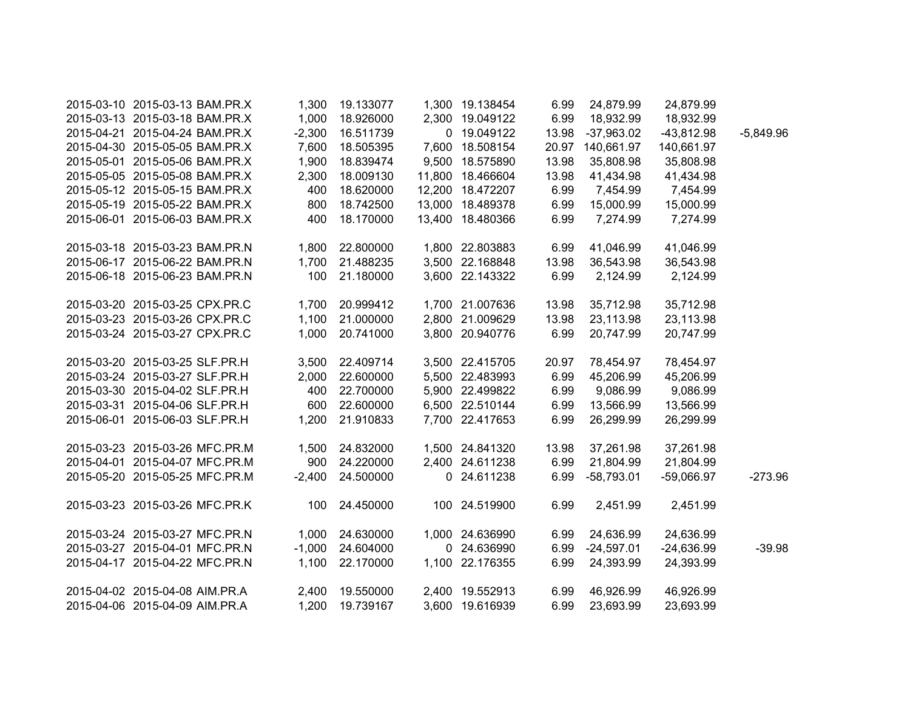| | | | | | | | | | | |
|---|---|---|---|---|---|---|---|---|---|---|
| 2015-03-10 | 2015-03-13 | BAM.PR.X | 1,300 | 19.133077 | 1,300 | 19.138454 | 6.99 | 24,879.99 | 24,879.99 | |
| 2015-03-13 | 2015-03-18 | BAM.PR.X | 1,000 | 18.926000 | 2,300 | 19.049122 | 6.99 | 18,932.99 | 18,932.99 | |
| 2015-04-21 | 2015-04-24 | BAM.PR.X | -2,300 | 16.511739 | 0 | 19.049122 | 13.98 | -37,963.02 | -43,812.98 | -5,849.96 |
| 2015-04-30 | 2015-05-05 | BAM.PR.X | 7,600 | 18.505395 | 7,600 | 18.508154 | 20.97 | 140,661.97 | 140,661.97 | |
| 2015-05-01 | 2015-05-06 | BAM.PR.X | 1,900 | 18.839474 | 9,500 | 18.575890 | 13.98 | 35,808.98 | 35,808.98 | |
| 2015-05-05 | 2015-05-08 | BAM.PR.X | 2,300 | 18.009130 | 11,800 | 18.466604 | 13.98 | 41,434.98 | 41,434.98 | |
| 2015-05-12 | 2015-05-15 | BAM.PR.X | 400 | 18.620000 | 12,200 | 18.472207 | 6.99 | 7,454.99 | 7,454.99 | |
| 2015-05-19 | 2015-05-22 | BAM.PR.X | 800 | 18.742500 | 13,000 | 18.489378 | 6.99 | 15,000.99 | 15,000.99 | |
| 2015-06-01 | 2015-06-03 | BAM.PR.X | 400 | 18.170000 | 13,400 | 18.480366 | 6.99 | 7,274.99 | 7,274.99 | |
| | | | | | | | | | | |
| 2015-03-18 | 2015-03-23 | BAM.PR.N | 1,800 | 22.800000 | 1,800 | 22.803883 | 6.99 | 41,046.99 | 41,046.99 | |
| 2015-06-17 | 2015-06-22 | BAM.PR.N | 1,700 | 21.488235 | 3,500 | 22.168848 | 13.98 | 36,543.98 | 36,543.98 | |
| 2015-06-18 | 2015-06-23 | BAM.PR.N | 100 | 21.180000 | 3,600 | 22.143322 | 6.99 | 2,124.99 | 2,124.99 | |
| | | | | | | | | | | |
| 2015-03-20 | 2015-03-25 | CPX.PR.C | 1,700 | 20.999412 | 1,700 | 21.007636 | 13.98 | 35,712.98 | 35,712.98 | |
| 2015-03-23 | 2015-03-26 | CPX.PR.C | 1,100 | 21.000000 | 2,800 | 21.009629 | 13.98 | 23,113.98 | 23,113.98 | |
| 2015-03-24 | 2015-03-27 | CPX.PR.C | 1,000 | 20.741000 | 3,800 | 20.940776 | 6.99 | 20,747.99 | 20,747.99 | |
| | | | | | | | | | | |
| 2015-03-20 | 2015-03-25 | SLF.PR.H | 3,500 | 22.409714 | 3,500 | 22.415705 | 20.97 | 78,454.97 | 78,454.97 | |
| 2015-03-24 | 2015-03-27 | SLF.PR.H | 2,000 | 22.600000 | 5,500 | 22.483993 | 6.99 | 45,206.99 | 45,206.99 | |
| 2015-03-30 | 2015-04-02 | SLF.PR.H | 400 | 22.700000 | 5,900 | 22.499822 | 6.99 | 9,086.99 | 9,086.99 | |
| 2015-03-31 | 2015-04-06 | SLF.PR.H | 600 | 22.600000 | 6,500 | 22.510144 | 6.99 | 13,566.99 | 13,566.99 | |
| 2015-06-01 | 2015-06-03 | SLF.PR.H | 1,200 | 21.910833 | 7,700 | 22.417653 | 6.99 | 26,299.99 | 26,299.99 | |
| | | | | | | | | | | |
| 2015-03-23 | 2015-03-26 | MFC.PR.M | 1,500 | 24.832000 | 1,500 | 24.841320 | 13.98 | 37,261.98 | 37,261.98 | |
| 2015-04-01 | 2015-04-07 | MFC.PR.M | 900 | 24.220000 | 2,400 | 24.611238 | 6.99 | 21,804.99 | 21,804.99 | |
| 2015-05-20 | 2015-05-25 | MFC.PR.M | -2,400 | 24.500000 | 0 | 24.611238 | 6.99 | -58,793.01 | -59,066.97 | -273.96 |
| | | | | | | | | | | |
| 2015-03-23 | 2015-03-26 | MFC.PR.K | 100 | 24.450000 | 100 | 24.519900 | 6.99 | 2,451.99 | 2,451.99 | |
| | | | | | | | | | | |
| 2015-03-24 | 2015-03-27 | MFC.PR.N | 1,000 | 24.630000 | 1,000 | 24.636990 | 6.99 | 24,636.99 | 24,636.99 | |
| 2015-03-27 | 2015-04-01 | MFC.PR.N | -1,000 | 24.604000 | 0 | 24.636990 | 6.99 | -24,597.01 | -24,636.99 | -39.98 |
| 2015-04-17 | 2015-04-22 | MFC.PR.N | 1,100 | 22.170000 | 1,100 | 22.176355 | 6.99 | 24,393.99 | 24,393.99 | |
| | | | | | | | | | | |
| 2015-04-02 | 2015-04-08 | AIM.PR.A | 2,400 | 19.550000 | 2,400 | 19.552913 | 6.99 | 46,926.99 | 46,926.99 | |
| 2015-04-06 | 2015-04-09 | AIM.PR.A | 1,200 | 19.739167 | 3,600 | 19.616939 | 6.99 | 23,693.99 | 23,693.99 | |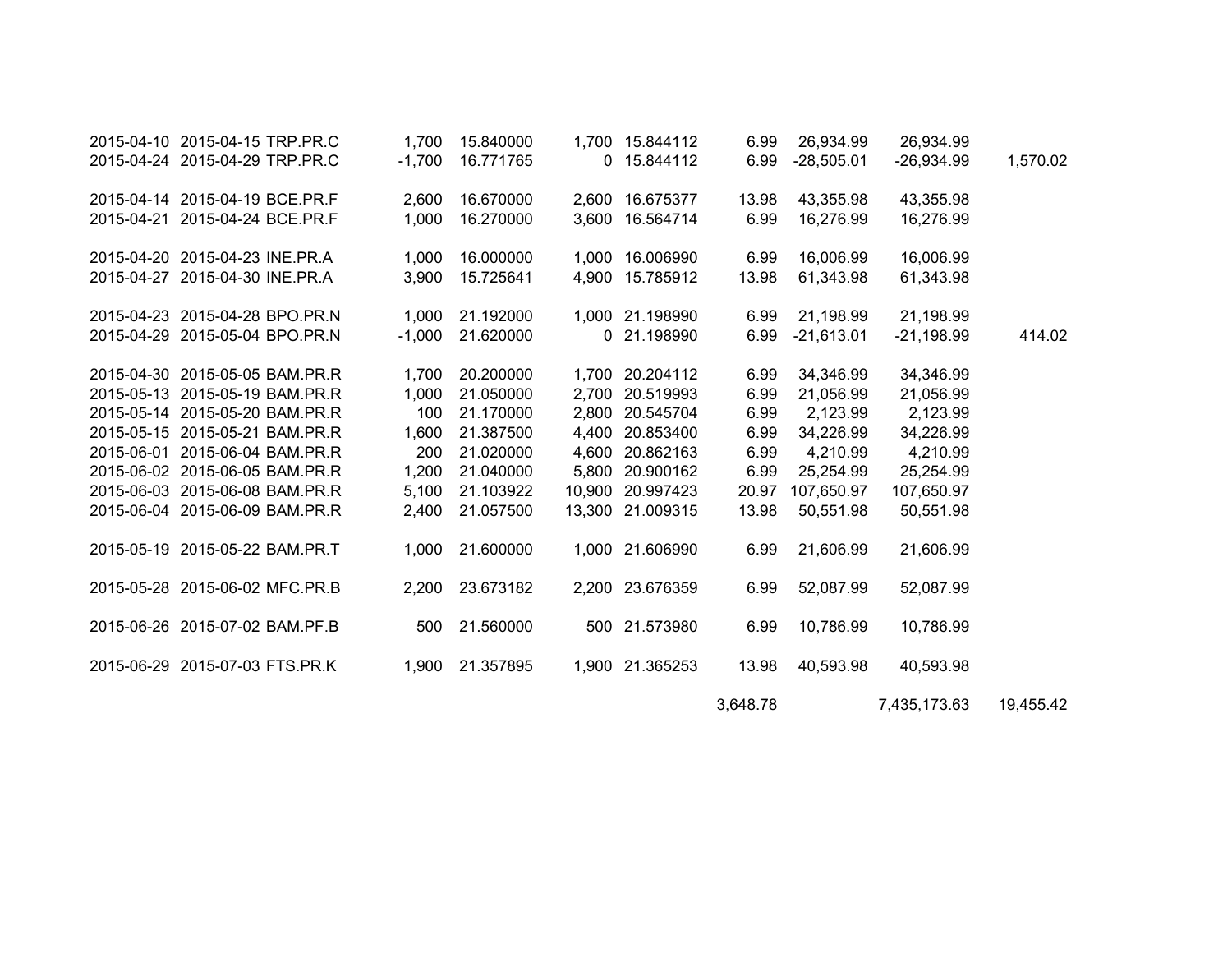| | | | | | | | | | | |
|---|---|---|---|---|---|---|---|---|---|---|
| 2015-04-10 | 2015-04-15 | TRP.PR.C | 1,700 | 15.840000 | 1,700 | 15.844112 | 6.99 | 26,934.99 | 26,934.99 | |
| 2015-04-24 | 2015-04-29 | TRP.PR.C | -1,700 | 16.771765 | 0 | 15.844112 | 6.99 | -28,505.01 | -26,934.99 | 1,570.02 |
| | | | | | | | | | | |
| 2015-04-14 | 2015-04-19 | BCE.PR.F | 2,600 | 16.670000 | 2,600 | 16.675377 | 13.98 | 43,355.98 | 43,355.98 | |
| 2015-04-21 | 2015-04-24 | BCE.PR.F | 1,000 | 16.270000 | 3,600 | 16.564714 | 6.99 | 16,276.99 | 16,276.99 | |
| | | | | | | | | | | |
| 2015-04-20 | 2015-04-23 | INE.PR.A | 1,000 | 16.000000 | 1,000 | 16.006990 | 6.99 | 16,006.99 | 16,006.99 | |
| 2015-04-27 | 2015-04-30 | INE.PR.A | 3,900 | 15.725641 | 4,900 | 15.785912 | 13.98 | 61,343.98 | 61,343.98 | |
| | | | | | | | | | | |
| 2015-04-23 | 2015-04-28 | BPO.PR.N | 1,000 | 21.192000 | 1,000 | 21.198990 | 6.99 | 21,198.99 | 21,198.99 | |
| 2015-04-29 | 2015-05-04 | BPO.PR.N | -1,000 | 21.620000 | 0 | 21.198990 | 6.99 | -21,613.01 | -21,198.99 | 414.02 |
| | | | | | | | | | | |
| 2015-04-30 | 2015-05-05 | BAM.PR.R | 1,700 | 20.200000 | 1,700 | 20.204112 | 6.99 | 34,346.99 | 34,346.99 | |
| 2015-05-13 | 2015-05-19 | BAM.PR.R | 1,000 | 21.050000 | 2,700 | 20.519993 | 6.99 | 21,056.99 | 21,056.99 | |
| 2015-05-14 | 2015-05-20 | BAM.PR.R | 100 | 21.170000 | 2,800 | 20.545704 | 6.99 | 2,123.99 | 2,123.99 | |
| 2015-05-15 | 2015-05-21 | BAM.PR.R | 1,600 | 21.387500 | 4,400 | 20.853400 | 6.99 | 34,226.99 | 34,226.99 | |
| 2015-06-01 | 2015-06-04 | BAM.PR.R | 200 | 21.020000 | 4,600 | 20.862163 | 6.99 | 4,210.99 | 4,210.99 | |
| 2015-06-02 | 2015-06-05 | BAM.PR.R | 1,200 | 21.040000 | 5,800 | 20.900162 | 6.99 | 25,254.99 | 25,254.99 | |
| 2015-06-03 | 2015-06-08 | BAM.PR.R | 5,100 | 21.103922 | 10,900 | 20.997423 | 20.97 | 107,650.97 | 107,650.97 | |
| 2015-06-04 | 2015-06-09 | BAM.PR.R | 2,400 | 21.057500 | 13,300 | 21.009315 | 13.98 | 50,551.98 | 50,551.98 | |
| | | | | | | | | | | |
| 2015-05-19 | 2015-05-22 | BAM.PR.T | 1,000 | 21.600000 | 1,000 | 21.606990 | 6.99 | 21,606.99 | 21,606.99 | |
| | | | | | | | | | | |
| 2015-05-28 | 2015-06-02 | MFC.PR.B | 2,200 | 23.673182 | 2,200 | 23.676359 | 6.99 | 52,087.99 | 52,087.99 | |
| | | | | | | | | | | |
| 2015-06-26 | 2015-07-02 | BAM.PF.B | 500 | 21.560000 | 500 | 21.573980 | 6.99 | 10,786.99 | 10,786.99 | |
| | | | | | | | | | | |
| 2015-06-29 | 2015-07-03 | FTS.PR.K | 1,900 | 21.357895 | 1,900 | 21.365253 | 13.98 | 40,593.98 | 40,593.98 | |
| | | | | | | | | | | |
| | | | | | | | 3,648.78 | | 7,435,173.63 | 19,455.42 |